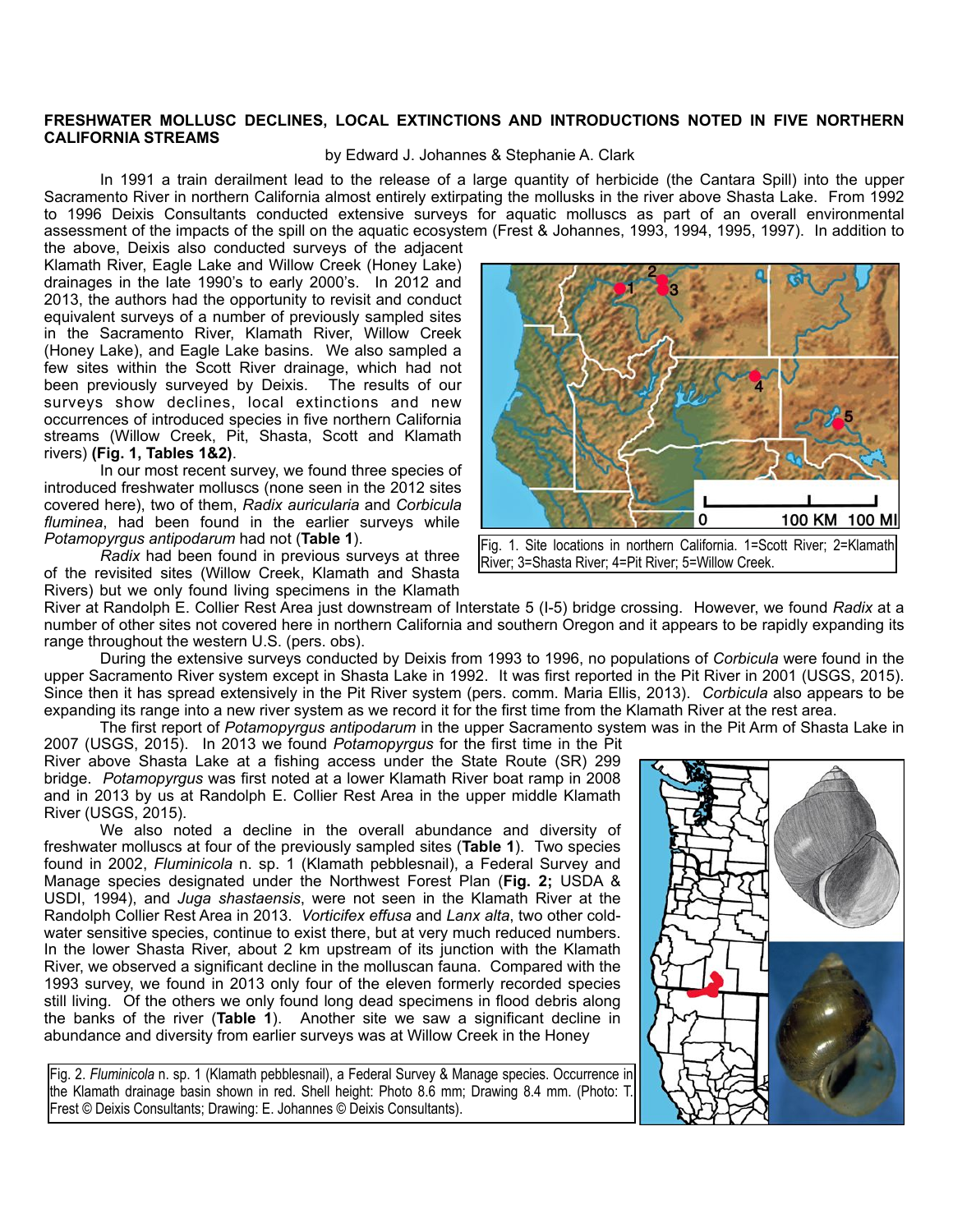**FRESHWATER MOLLUSC DECLINES, LOCAL EXTINCTIONS AND INTRODUCTIONS NOTED IN FIVE NORTHERN CALIFORNIA STREAMS**

by Edward J. Johannes & Stephanie A. Clark

In 1991 a train derailment lead to the release of a large quantity of herbicide (the Cantara Spill) into the upper Sacramento River in northern California almost entirely extirpating the mollusks in the river above Shasta Lake. From 1992 to 1996 Deixis Consultants conducted extensive surveys for aquatic molluscs as part of an overall environmental assessment of the impacts of the spill on the aquatic ecosystem (Frest & Johannes, 1993, 1994, 1995, 1997). In addition to the above, Deixis also conducted surveys of the adjacent Klamath River, Eagle Lake and Willow Creek (Honey Lake) drainages in the late 1990's to early 2000's. In 2012 and 2013, the authors had the opportunity to revisit and conduct equivalent surveys of a number of previously sampled sites in the Sacramento River, Klamath River, Willow Creek (Honey Lake), and Eagle Lake basins. We also sampled a few sites within the Scott River drainage, which had not been previously surveyed by Deixis. The results of our surveys show declines, local extinctions and new occurrences of introduced species in five northern California streams (Willow Creek, Pit, Shasta, Scott and Klamath rivers) **(Fig. 1, Tables 1&2)**.

In our most recent survey, we found three species of introduced freshwater molluscs (none seen in the 2012 sites covered here), two of them, *Radix auricularia* and *Corbicula fluminea*, had been found in the earlier surveys while *Potamopyrgus antipodarum* had not (**Table 1**).

Fig. 1. Site locations in northern California. 1=Scott River; 2=Klamath River; 3=Shasta River; 4=Pit River; 5=Willow Creek.

*Radix* had been found in previous surveys at three of the revisited sites (Willow Creek, Klamath and Shasta Rivers) but we only found living specimens in the Klamath River at Randolph E. Collier Rest Area just downstream of Interstate 5 (I-5) bridge crossing. However, we found *Radix* at a number of other sites not covered here in northern California and southern Oregon and it appears to be rapidly expanding its range throughout the western U.S. (pers. obs).

During the extensive surveys conducted by Deixis from 1993 to 1996, no populations of *Corbicula* were found in the upper Sacramento River system except in Shasta Lake in 1992. It was first reported in the Pit River in 2001 (USGS, 2015). Since then it has spread extensively in the Pit River system (pers. comm. Maria Ellis, 2013). *Corbicula* also appears to be expanding its range into a new river system as we record it for the first time from the Klamath River at the rest area.

The first report of *Potamopyrgus antipodarum* in the upper Sacramento system was in the Pit Arm of Shasta Lake in 2007 (USGS, 2015). In 2013 we found *Potamopyrgus* for the first time in the Pit River above Shasta Lake at a fishing access under the State Route (SR) 299 bridge. *Potamopyrgus* was first noted at a lower Klamath River boat ramp in 2008 and in 2013 by us at Randolph E. Collier Rest Area in the upper middle Klamath River (USGS, 2015).

We also noted a decline in the overall abundance and diversity of freshwater molluscs at four of the previously sampled sites (**Table 1**). Two species found in 2002, *Fluminicola* n. sp. 1 (Klamath pebblesnail), a Federal Survey and Manage species designated under the Northwest Forest Plan (**Fig. 2;** USDA & USDI, 1994), and *Juga shastaensis*, were not seen in the Klamath River at the Randolph Collier Rest Area in 2013. *Vorticifex effusa* and *Lanx alta*, two other cold-water sensitive species, continue to exist there, but at very much reduced numbers. In the lower Shasta River, about 2 km upstream of its junction with the Klamath River, we observed a significant decline in the molluscan fauna. Compared with the 1993 survey, we found in 2013 only four of the eleven formerly recorded species still living. Of the others we only found long dead specimens in flood debris along the banks of the river (**Table 1**). Another site we saw a significant decline in abundance and diversity from earlier surveys was at Willow Creek in the Honey

Fig. 2. *Fluminicola* n. sp. 1 (Klamath pebblesnail), a Federal Survey & Manage species. Occurrence in the Klamath drainage basin shown in red. Shell height: Photo 8.6 mm; Drawing 8.4 mm. (Photo: T. Frest © Deixis Consultants; Drawing: E. Johannes © Deixis Consultants).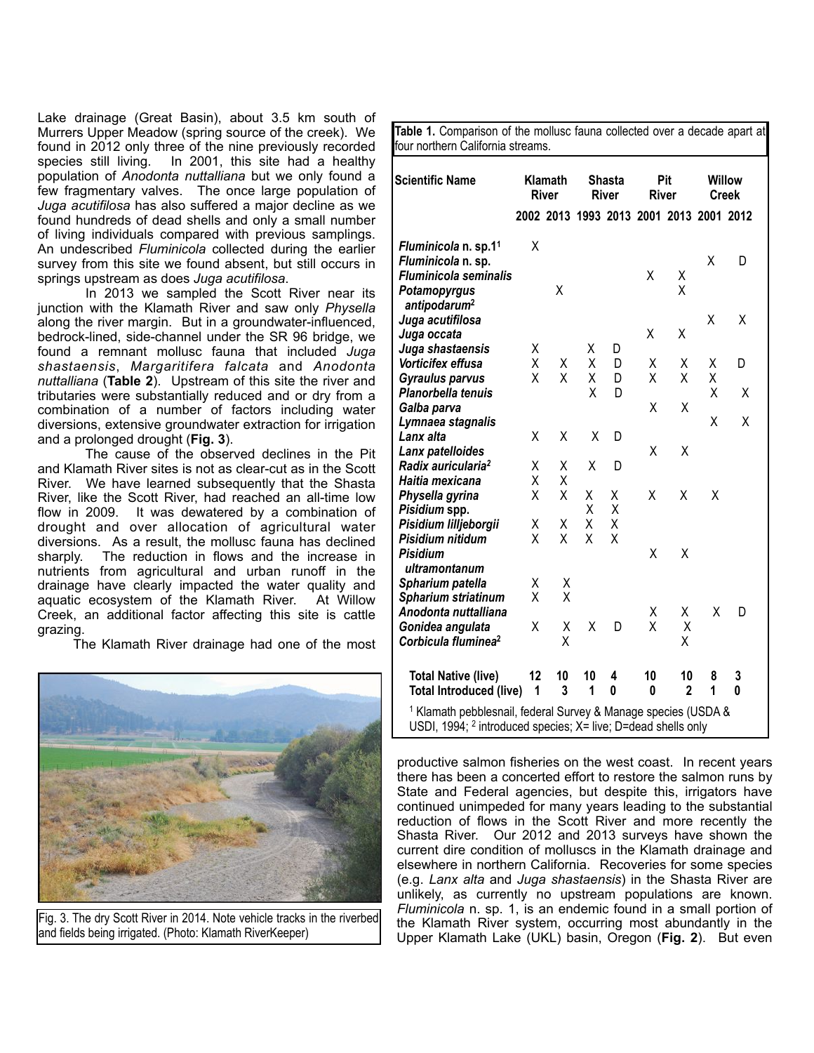Lake drainage (Great Basin), about 3.5 km south of Murrers Upper Meadow (spring source of the creek). We found in 2012 only three of the nine previously recorded species still living. In 2001, this site had a healthy population of *Anodonta nuttalliana* but we only found a few fragmentary valves. The once large population of *Juga acutifilosa* has also suffered a major decline as we found hundreds of dead shells and only a small number of living individuals compared with previous samplings. An undescribed *Fluminicola* collected during the earlier survey from this site we found absent, but still occurs in springs upstream as does *Juga acutifilosa*.

In 2013 we sampled the Scott River near its junction with the Klamath River and saw only *Physella* along the river margin. But in a groundwater-influenced, bedrock-lined, side-channel under the SR 96 bridge, we found a remnant mollusc fauna that included *Juga shastaensis*, *Margaritifera falcata* and *Anodonta nuttalliana* (**Table 2**). Upstream of this site the river and tributaries were substantially reduced and or dry from a combination of a number of factors including water diversions, extensive groundwater extraction for irrigation and a prolonged drought (**Fig. 3**).

The cause of the observed declines in the Pit and Klamath River sites is not as clear-cut as in the Scott River. We have learned subsequently that the Shasta River, like the Scott River, had reached an all-time low flow in 2009. It was dewatered by a combination of drought and over allocation of agricultural water diversions. As a result, the mollusc fauna has declined sharply. The reduction in flows and the increase in nutrients from agricultural and urban runoff in the drainage have clearly impacted the water quality and aquatic ecosystem of the Klamath River. At Willow Creek, an additional factor affecting this site is cattle grazing.

The Klamath River drainage had one of the most productive salmon fisheries on the west coast. In recent years there has been a concerted effort to restore the salmon runs by State and Federal agencies, but despite this, irrigators have continued unimpeded for many years leading to the substantial reduction of flows in the Scott River and more recently the Shasta River. Our 2012 and 2013 surveys have shown the current dire condition of molluscs in the Klamath drainage and elsewhere in northern California. Recoveries for some species (e.g. *Lanx alta* and *Juga shastaensis*) in the Shasta River are unlikely, as currently no upstream populations are known. *Fluminicola* n. sp. 1, is an endemic found in a small portion of the Klamath River system, occurring most abundantly in the Upper Klamath Lake (UKL) basin, Oregon (**Fig. 2**). But even

Fig. 3. The dry Scott River in 2014. Note vehicle tracks in the riverbed and fields being irrigated. (Photo: Klamath RiverKeeper)

**Table 1.** Comparison of the mollusc fauna collected over a decade apart at four northern California streams.

| Scientific Name | Klamath River | | Shasta River | | Pit River | | Willow Creek | |
|---|---|---|---|---|---|---|---|---|
| | 2002 | 2013 | 1993 | 2013 | 2001 | 2013 | 2001 | 2012 |
| *Fluminicola* n. sp.1[1] | X | | | | | | | |
| *Fluminicola* n. sp. | | | | | | | X | D |
| *Fluminicola seminalis* | | | | | X | X | | |
| *Potamopyrgus antipodarum*[2] | | X | | | | X | | |
| *Juga acutifilosa* | | | | | | | X | X |
| *Juga occata* | | | | | X | X | | |
| *Juga shastaensis* | X | | X | D | | | | |
| *Vorticifex effusa* | X | X | X | D | X | X | X | D |
| *Gyraulus parvus* | X | X | X | D | X | X | X | |
| *Planorbella tenuis* | | | X | D | | | X | X |
| *Galba parva* | | | | | X | X | | |
| *Lymnaea stagnalis* | | | | | | | X | X |
| *Lanx alta* | X | X | X | D | | | | |
| *Lanx patelloides* | | | | | X | X | | |
| *Radix auricularia*[2] | X | X | X | D | | | | |
| *Haitia mexicana* | X | X | | | | | | |
| *Physella gyrina* | X | X | X | X | X | X | X | |
| *Pisidium* spp. | | | X | X | | | | |
| *Pisidium lilljeborgii* | X | X | X | X | | | | |
| *Pisidium nitidum* | X | X | X | X | | | | |
| *Pisidium ultramontanum* | | | | | X | X | | |
| *Spharium patella* | X | X | | | | | | |
| *Spharium striatinum* | X | X | | | | | | |
| *Anodonta nuttalliana* | | | | | X | X | X | D |
| *Gonidea angulata* | X | X | X | D | X | X | | |
| *Corbicula fluminea*[2] | | X | | | | X | | |
| **Total Native (live)** | **12** | **10** | **10** | **4** | **10** | **10** | **8** | **3** |
| **Total Introduced (live)** | **1** | **3** | **1** | **0** | **0** | **2** | **1** | **0** |

[1] Klamath pebblesnail, federal Survey & Manage species (USDA & USDI, 1994; [2] introduced species; X= live; D=dead shells only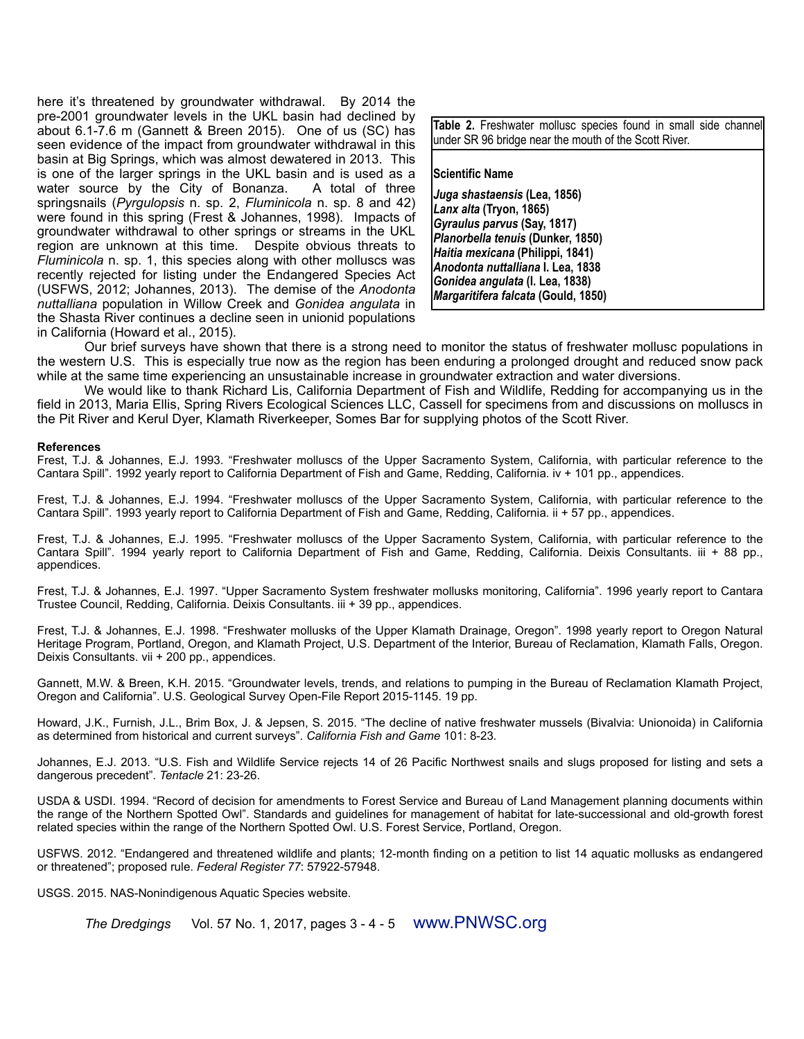here it's threatened by groundwater withdrawal. By 2014 the pre-2001 groundwater levels in the UKL basin had declined by about 6.1-7.6 m (Gannett & Breen 2015). One of us (SC) has seen evidence of the impact from groundwater withdrawal in this basin at Big Springs, which was almost dewatered in 2013. This is one of the larger springs in the UKL basin and is used as a water source by the City of Bonanza. A total of three springsnails (*Pyrgulopsis* n. sp. 2, *Fluminicola* n. sp. 8 and 42) were found in this spring (Frest & Johannes, 1998). Impacts of groundwater withdrawal to other springs or streams in the UKL region are unknown at this time. Despite obvious threats to *Fluminicola* n. sp. 1, this species along with other molluscs was recently rejected for listing under the Endangered Species Act (USFWS, 2012; Johannes, 2013). The demise of the *Anodonta nuttalliana* population in Willow Creek and *Gonidea angulata* in the Shasta River continues a decline seen in unionid populations in California (Howard et al., 2015).

**Table 2.** Freshwater mollusc species found in small side channel under SR 96 bridge near the mouth of the Scott River.

| Scientific Name |
| --- |
| ***Juga shastaensis* (Lea, 1856)** |
| ***Lanx alta* (Tryon, 1865)** |
| ***Gyraulus parvus* (Say, 1817)** |
| ***Planorbella tenuis* (Dunker, 1850)** |
| ***Haitia mexicana* (Philippi, 1841)** |
| ***Anodonta nuttalliana* I. Lea, 1838** |
| ***Gonidea angulata* (I. Lea, 1838)** |
| ***Margaritifera falcata* (Gould, 1850)** |

Our brief surveys have shown that there is a strong need to monitor the status of freshwater mollusc populations in the western U.S. This is especially true now as the region has been enduring a prolonged drought and reduced snow pack while at the same time experiencing an unsustainable increase in groundwater extraction and water diversions.

We would like to thank Richard Lis, California Department of Fish and Wildlife, Redding for accompanying us in the field in 2013, Maria Ellis, Spring Rivers Ecological Sciences LLC, Cassell for specimens from and discussions on molluscs in the Pit River and Kerul Dyer, Klamath Riverkeeper, Somes Bar for supplying photos of the Scott River.

#### References

Frest, T.J. & Johannes, E.J. 1993. "Freshwater molluscs of the Upper Sacramento System, California, with particular reference to the Cantara Spill". 1992 yearly report to California Department of Fish and Game, Redding, California. iv + 101 pp., appendices.

Frest, T.J. & Johannes, E.J. 1994. "Freshwater molluscs of the Upper Sacramento System, California, with particular reference to the Cantara Spill". 1993 yearly report to California Department of Fish and Game, Redding, California. ii + 57 pp., appendices.

Frest, T.J. & Johannes, E.J. 1995. "Freshwater molluscs of the Upper Sacramento System, California, with particular reference to the Cantara Spill". 1994 yearly report to California Department of Fish and Game, Redding, California. Deixis Consultants. iii + 88 pp., appendices.

Frest, T.J. & Johannes, E.J. 1997. "Upper Sacramento System freshwater mollusks monitoring, California". 1996 yearly report to Cantara Trustee Council, Redding, California. Deixis Consultants. iii + 39 pp., appendices.

Frest, T.J. & Johannes, E.J. 1998. "Freshwater mollusks of the Upper Klamath Drainage, Oregon". 1998 yearly report to Oregon Natural Heritage Program, Portland, Oregon, and Klamath Project, U.S. Department of the Interior, Bureau of Reclamation, Klamath Falls, Oregon. Deixis Consultants. vii + 200 pp., appendices.

Gannett, M.W. & Breen, K.H. 2015. "Groundwater levels, trends, and relations to pumping in the Bureau of Reclamation Klamath Project, Oregon and California". U.S. Geological Survey Open-File Report 2015-1145. 19 pp.

Howard, J.K., Furnish, J.L., Brim Box, J. & Jepsen, S. 2015. "The decline of native freshwater mussels (Bivalvia: Unionoida) in California as determined from historical and current surveys". *California Fish and Game* 101: 8-23.

Johannes, E.J. 2013. "U.S. Fish and Wildlife Service rejects 14 of 26 Pacific Northwest snails and slugs proposed for listing and sets a dangerous precedent". *Tentacle* 21: 23-26.

USDA & USDI. 1994. "Record of decision for amendments to Forest Service and Bureau of Land Management planning documents within the range of the Northern Spotted Owl". Standards and guidelines for management of habitat for late-successional and old-growth forest related species within the range of the Northern Spotted Owl. U.S. Forest Service, Portland, Oregon.

USFWS. 2012. "Endangered and threatened wildlife and plants; 12-month finding on a petition to list 14 aquatic mollusks as endangered or threatened"; proposed rule. *Federal Register 77*: 57922-57948.

USGS. 2015. NAS-Nonindigenous Aquatic Species website.